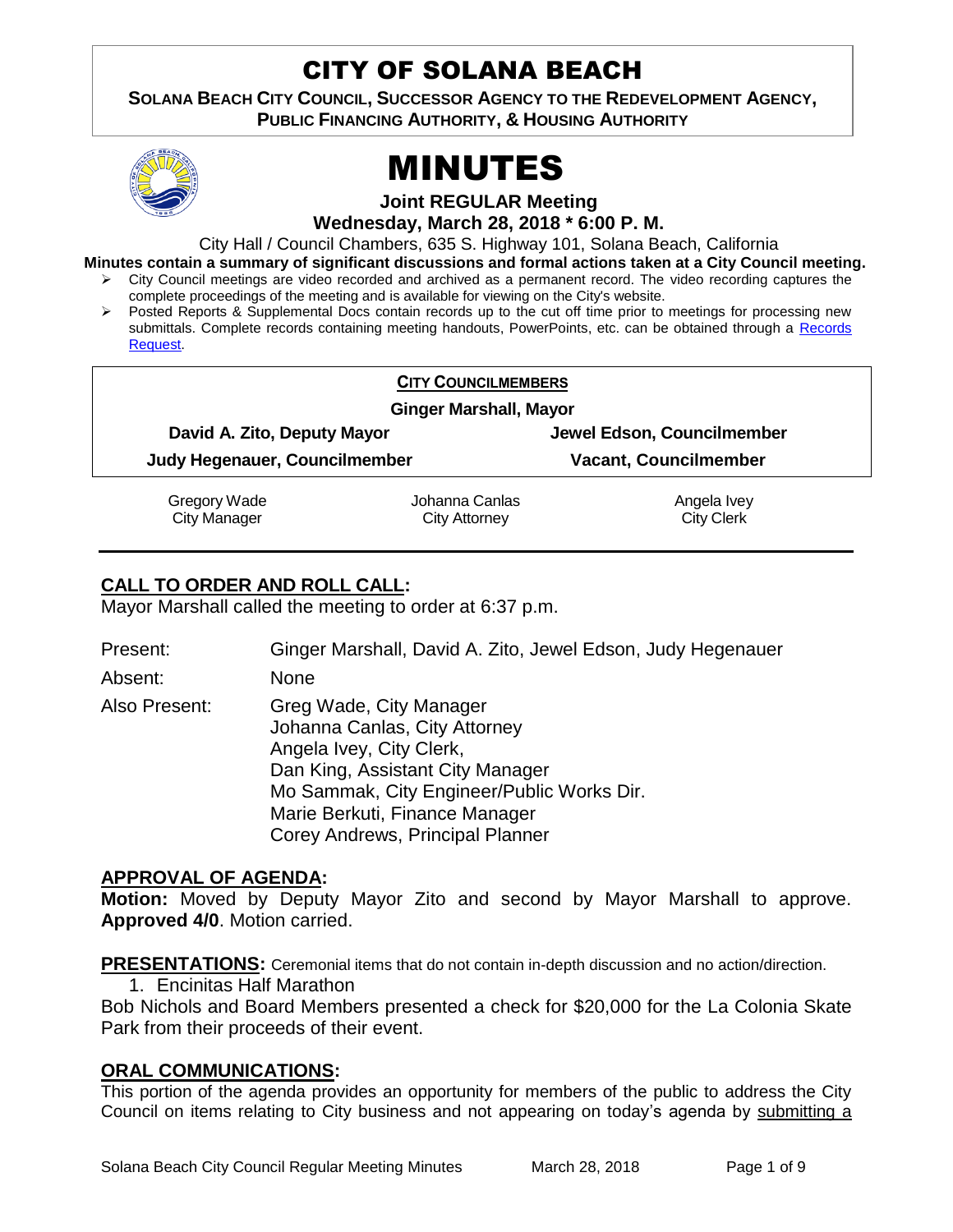# CITY OF SOLANA BEACH

**SOLANA BEACH CITY COUNCIL, SUCCESSOR AGENCY TO THE REDEVELOPMENT AGENCY, PUBLIC FINANCING AUTHORITY, & HOUSING AUTHORITY**

# MINUTES

**Joint REGULAR Meeting**

**Wednesday, March 28, 2018 * 6:00 P. M.**

City Hall / Council Chambers, 635 S. Highway 101, Solana Beach, California

**Minutes contain a summary of significant discussions and formal actions taken at a City Council meeting.**

- City Council meetings are video recorded and archived as a permanent record. The video recording captures the complete proceedings of the meeting and is available for viewing on the City's website.
- Posted Reports & Supplemental Docs contain records up to the cut off time prior to meetings for processing new submittals. Complete records containing meeting handouts, PowerPoints, etc. can be obtained through a Records Request.

**CITY COUNCILMEMBERS**

**Ginger Marshall, Mayor**

| | |
|---|---|
| **David A. Zito, Deputy Mayor** | **Jewel Edson, Councilmember** |
| **Judy Hegenauer, Councilmember** | **Vacant, Councilmember** |

| | | |
|---|---|---|
| Gregory Wade<br>City Manager | Johanna Canlas<br>City Attorney | Angela Ivey<br>City Clerk |

## CALL TO ORDER AND ROLL CALL:

Mayor Marshall called the meeting to order at 6:37 p.m.

Present: Ginger Marshall, David A. Zito, Jewel Edson, Judy Hegenauer

Absent: None

Also Present: Greg Wade, City Manager
Johanna Canlas, City Attorney
Angela Ivey, City Clerk,
Dan King, Assistant City Manager
Mo Sammak, City Engineer/Public Works Dir.
Marie Berkuti, Finance Manager
Corey Andrews, Principal Planner

## APPROVAL OF AGENDA:

**Motion:** Moved by Deputy Mayor Zito and second by Mayor Marshall to approve. **Approved 4/0**. Motion carried.

**PRESENTATIONS:** Ceremonial items that do not contain in-depth discussion and no action/direction.

1. Encinitas Half Marathon

Bob Nichols and Board Members presented a check for $20,000 for the La Colonia Skate Park from their proceeds of their event.

## ORAL COMMUNICATIONS:

This portion of the agenda provides an opportunity for members of the public to address the City Council on items relating to City business and not appearing on today's agenda by submitting a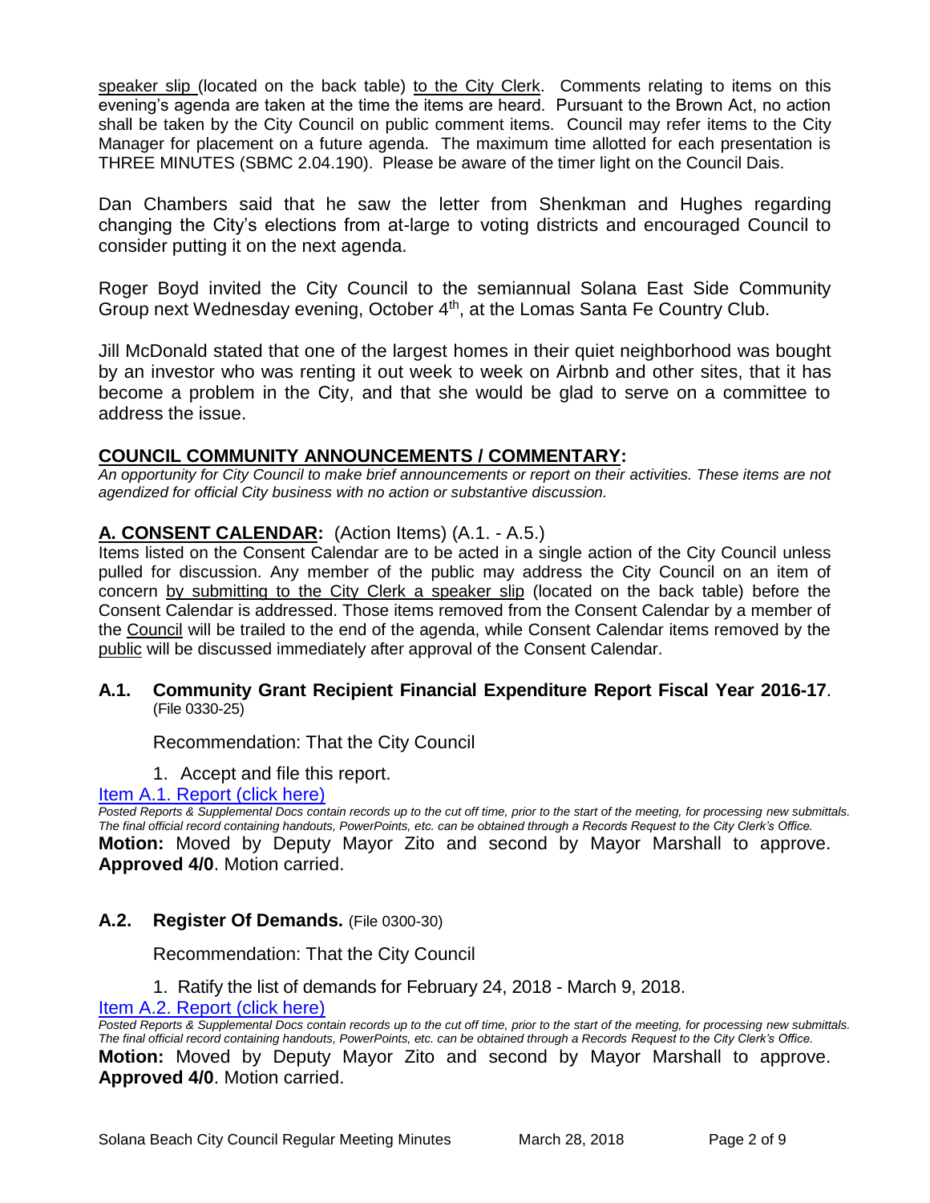speaker slip (located on the back table) to the City Clerk. Comments relating to items on this evening's agenda are taken at the time the items are heard. Pursuant to the Brown Act, no action shall be taken by the City Council on public comment items. Council may refer items to the City Manager for placement on a future agenda. The maximum time allotted for each presentation is THREE MINUTES (SBMC 2.04.190). Please be aware of the timer light on the Council Dais.

Dan Chambers said that he saw the letter from Shenkman and Hughes regarding changing the City's elections from at-large to voting districts and encouraged Council to consider putting it on the next agenda.

Roger Boyd invited the City Council to the semiannual Solana East Side Community Group next Wednesday evening, October 4th, at the Lomas Santa Fe Country Club.

Jill McDonald stated that one of the largest homes in their quiet neighborhood was bought by an investor who was renting it out week to week on Airbnb and other sites, that it has become a problem in the City, and that she would be glad to serve on a committee to address the issue.

## COUNCIL COMMUNITY ANNOUNCEMENTS / COMMENTARY:

*An opportunity for City Council to make brief announcements or report on their activities. These items are not agendized for official City business with no action or substantive discussion.*

## A. CONSENT CALENDAR: (Action Items) (A.1. - A.5.)

Items listed on the Consent Calendar are to be acted in a single action of the City Council unless pulled for discussion. Any member of the public may address the City Council on an item of concern by submitting to the City Clerk a speaker slip (located on the back table) before the Consent Calendar is addressed. Those items removed from the Consent Calendar by a member of the Council will be trailed to the end of the agenda, while Consent Calendar items removed by the public will be discussed immediately after approval of the Consent Calendar.

### A.1. Community Grant Recipient Financial Expenditure Report Fiscal Year 2016-17. (File 0330-25)

Recommendation: That the City Council

1. Accept and file this report.

[Item A.1. Report (click here)]

*Posted Reports & Supplemental Docs contain records up to the cut off time, prior to the start of the meeting, for processing new submittals. The final official record containing handouts, PowerPoints, etc. can be obtained through a Records Request to the City Clerk's Office.*

**Motion:** Moved by Deputy Mayor Zito and second by Mayor Marshall to approve. **Approved 4/0**. Motion carried.

### A.2. Register Of Demands. (File 0300-30)

Recommendation: That the City Council

1. Ratify the list of demands for February 24, 2018 - March 9, 2018.

[Item A.2. Report (click here)]

*Posted Reports & Supplemental Docs contain records up to the cut off time, prior to the start of the meeting, for processing new submittals. The final official record containing handouts, PowerPoints, etc. can be obtained through a Records Request to the City Clerk's Office.*

**Motion:** Moved by Deputy Mayor Zito and second by Mayor Marshall to approve. **Approved 4/0**. Motion carried.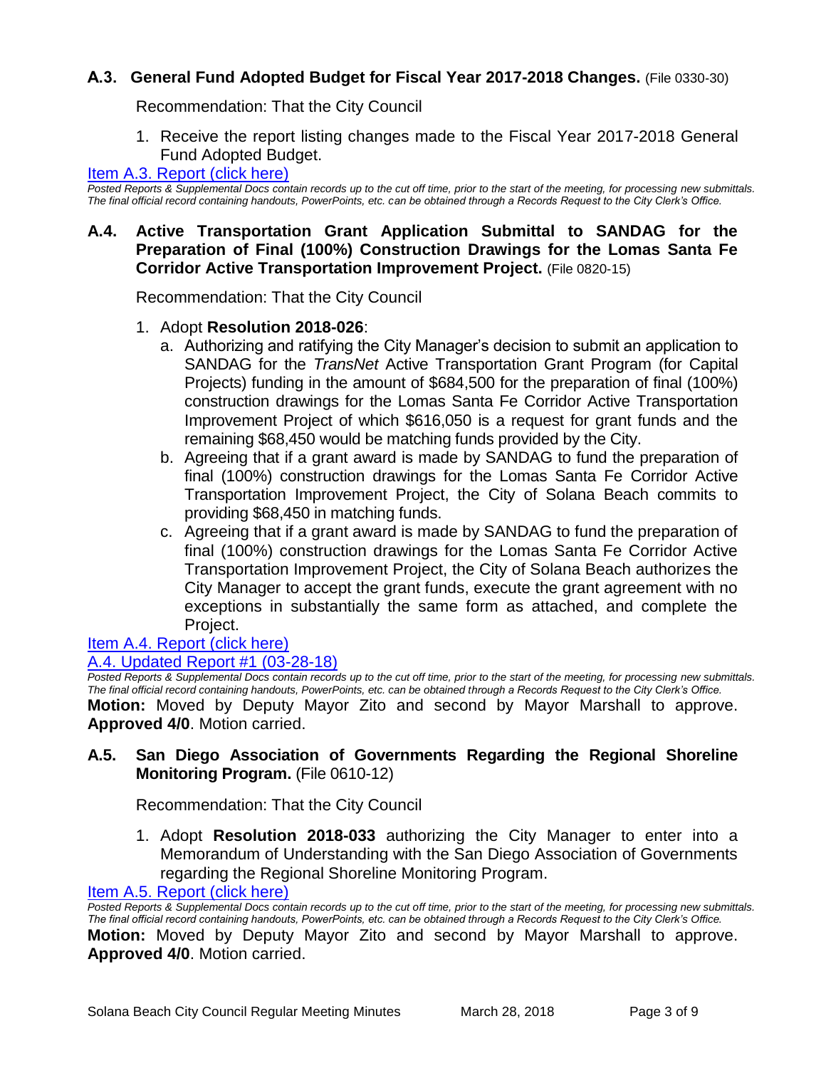### A.3. General Fund Adopted Budget for Fiscal Year 2017-2018 Changes. (File 0330-30)

Recommendation: That the City Council

1. Receive the report listing changes made to the Fiscal Year 2017-2018 General Fund Adopted Budget.

[Item A.3. Report (click here)]

*Posted Reports & Supplemental Docs contain records up to the cut off time, prior to the start of the meeting, for processing new submittals. The final official record containing handouts, PowerPoints, etc. can be obtained through a Records Request to the City Clerk's Office.*

### A.4. Active Transportation Grant Application Submittal to SANDAG for the Preparation of Final (100%) Construction Drawings for the Lomas Santa Fe Corridor Active Transportation Improvement Project. (File 0820-15)

Recommendation: That the City Council

1. Adopt **Resolution 2018-026**:
   a. Authorizing and ratifying the City Manager's decision to submit an application to SANDAG for the *TransNet* Active Transportation Grant Program (for Capital Projects) funding in the amount of $684,500 for the preparation of final (100%) construction drawings for the Lomas Santa Fe Corridor Active Transportation Improvement Project of which $616,050 is a request for grant funds and the remaining $68,450 would be matching funds provided by the City.
   b. Agreeing that if a grant award is made by SANDAG to fund the preparation of final (100%) construction drawings for the Lomas Santa Fe Corridor Active Transportation Improvement Project, the City of Solana Beach commits to providing $68,450 in matching funds.
   c. Agreeing that if a grant award is made by SANDAG to fund the preparation of final (100%) construction drawings for the Lomas Santa Fe Corridor Active Transportation Improvement Project, the City of Solana Beach authorizes the City Manager to accept the grant funds, execute the grant agreement with no exceptions in substantially the same form as attached, and complete the Project.

[Item A.4. Report (click here)]
[A.4. Updated Report #1 (03-28-18)]

*Posted Reports & Supplemental Docs contain records up to the cut off time, prior to the start of the meeting, for processing new submittals. The final official record containing handouts, PowerPoints, etc. can be obtained through a Records Request to the City Clerk's Office.*

**Motion:** Moved by Deputy Mayor Zito and second by Mayor Marshall to approve. **Approved 4/0**. Motion carried.

### A.5. San Diego Association of Governments Regarding the Regional Shoreline Monitoring Program. (File 0610-12)

Recommendation: That the City Council

1. Adopt **Resolution 2018-033** authorizing the City Manager to enter into a Memorandum of Understanding with the San Diego Association of Governments regarding the Regional Shoreline Monitoring Program.

[Item A.5. Report (click here)]

*Posted Reports & Supplemental Docs contain records up to the cut off time, prior to the start of the meeting, for processing new submittals. The final official record containing handouts, PowerPoints, etc. can be obtained through a Records Request to the City Clerk's Office.*

**Motion:** Moved by Deputy Mayor Zito and second by Mayor Marshall to approve. **Approved 4/0**. Motion carried.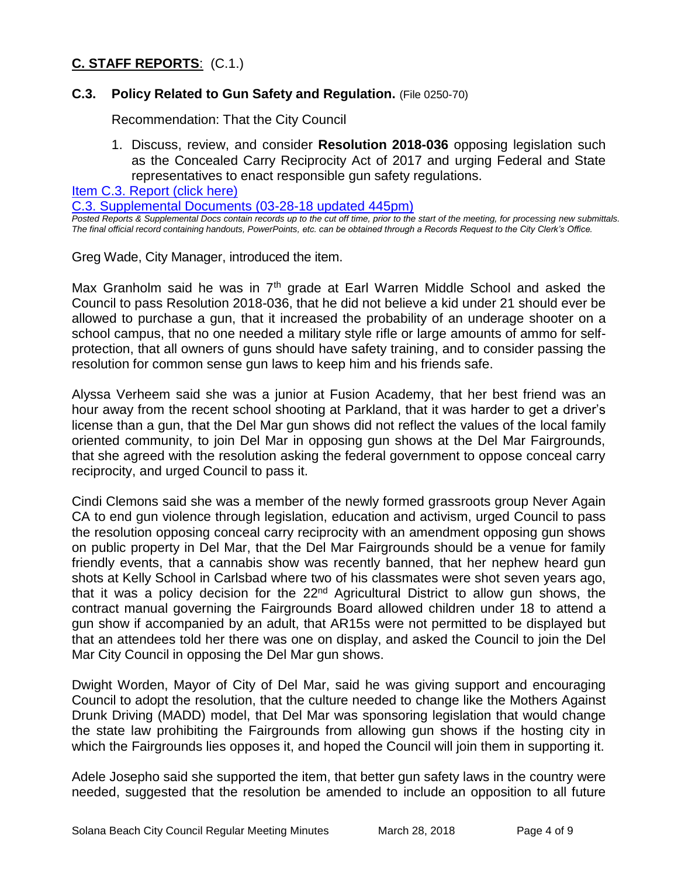## C. STAFF REPORTS: (C.1.)

### C.3. Policy Related to Gun Safety and Regulation. (File 0250-70)

Recommendation: That the City Council

1. Discuss, review, and consider **Resolution 2018-036** opposing legislation such as the Concealed Carry Reciprocity Act of 2017 and urging Federal and State representatives to enact responsible gun safety regulations.

[Item C.3. Report (click here)](#)

[C.3. Supplemental Documents (03-28-18 updated 445pm)](#)

*Posted Reports & Supplemental Docs contain records up to the cut off time, prior to the start of the meeting, for processing new submittals. The final official record containing handouts, PowerPoints, etc. can be obtained through a Records Request to the City Clerk's Office.*

Greg Wade, City Manager, introduced the item.

Max Granholm said he was in 7th grade at Earl Warren Middle School and asked the Council to pass Resolution 2018-036, that he did not believe a kid under 21 should ever be allowed to purchase a gun, that it increased the probability of an underage shooter on a school campus, that no one needed a military style rifle or large amounts of ammo for self-protection, that all owners of guns should have safety training, and to consider passing the resolution for common sense gun laws to keep him and his friends safe.

Alyssa Verheem said she was a junior at Fusion Academy, that her best friend was an hour away from the recent school shooting at Parkland, that it was harder to get a driver's license than a gun, that the Del Mar gun shows did not reflect the values of the local family oriented community, to join Del Mar in opposing gun shows at the Del Mar Fairgrounds, that she agreed with the resolution asking the federal government to oppose conceal carry reciprocity, and urged Council to pass it.

Cindi Clemons said she was a member of the newly formed grassroots group Never Again CA to end gun violence through legislation, education and activism, urged Council to pass the resolution opposing conceal carry reciprocity with an amendment opposing gun shows on public property in Del Mar, that the Del Mar Fairgrounds should be a venue for family friendly events, that a cannabis show was recently banned, that her nephew heard gun shots at Kelly School in Carlsbad where two of his classmates were shot seven years ago, that it was a policy decision for the 22nd Agricultural District to allow gun shows, the contract manual governing the Fairgrounds Board allowed children under 18 to attend a gun show if accompanied by an adult, that AR15s were not permitted to be displayed but that an attendees told her there was one on display, and asked the Council to join the Del Mar City Council in opposing the Del Mar gun shows.

Dwight Worden, Mayor of City of Del Mar, said he was giving support and encouraging Council to adopt the resolution, that the culture needed to change like the Mothers Against Drunk Driving (MADD) model, that Del Mar was sponsoring legislation that would change the state law prohibiting the Fairgrounds from allowing gun shows if the hosting city in which the Fairgrounds lies opposes it, and hoped the Council will join them in supporting it.

Adele Josepho said she supported the item, that better gun safety laws in the country were needed, suggested that the resolution be amended to include an opposition to all future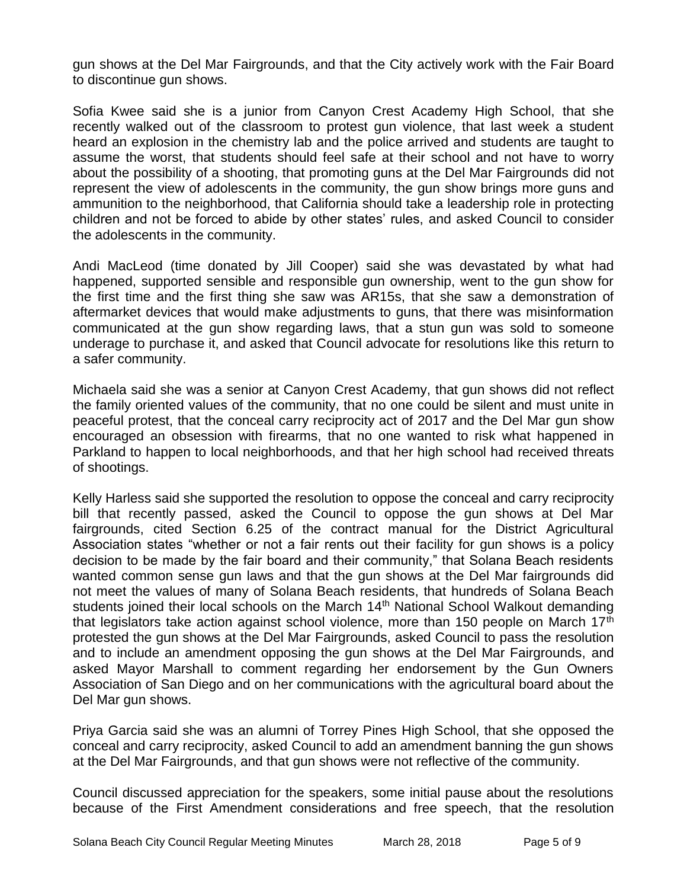gun shows at the Del Mar Fairgrounds, and that the City actively work with the Fair Board to discontinue gun shows.

Sofia Kwee said she is a junior from Canyon Crest Academy High School, that she recently walked out of the classroom to protest gun violence, that last week a student heard an explosion in the chemistry lab and the police arrived and students are taught to assume the worst, that students should feel safe at their school and not have to worry about the possibility of a shooting, that promoting guns at the Del Mar Fairgrounds did not represent the view of adolescents in the community, the gun show brings more guns and ammunition to the neighborhood, that California should take a leadership role in protecting children and not be forced to abide by other states' rules, and asked Council to consider the adolescents in the community.

Andi MacLeod (time donated by Jill Cooper) said she was devastated by what had happened, supported sensible and responsible gun ownership, went to the gun show for the first time and the first thing she saw was AR15s, that she saw a demonstration of aftermarket devices that would make adjustments to guns, that there was misinformation communicated at the gun show regarding laws, that a stun gun was sold to someone underage to purchase it, and asked that Council advocate for resolutions like this return to a safer community.

Michaela said she was a senior at Canyon Crest Academy, that gun shows did not reflect the family oriented values of the community, that no one could be silent and must unite in peaceful protest, that the conceal carry reciprocity act of 2017 and the Del Mar gun show encouraged an obsession with firearms, that no one wanted to risk what happened in Parkland to happen to local neighborhoods, and that her high school had received threats of shootings.

Kelly Harless said she supported the resolution to oppose the conceal and carry reciprocity bill that recently passed, asked the Council to oppose the gun shows at Del Mar fairgrounds, cited Section 6.25 of the contract manual for the District Agricultural Association states "whether or not a fair rents out their facility for gun shows is a policy decision to be made by the fair board and their community," that Solana Beach residents wanted common sense gun laws and that the gun shows at the Del Mar fairgrounds did not meet the values of many of Solana Beach residents, that hundreds of Solana Beach students joined their local schools on the March 14th National School Walkout demanding that legislators take action against school violence, more than 150 people on March 17th protested the gun shows at the Del Mar Fairgrounds, asked Council to pass the resolution and to include an amendment opposing the gun shows at the Del Mar Fairgrounds, and asked Mayor Marshall to comment regarding her endorsement by the Gun Owners Association of San Diego and on her communications with the agricultural board about the Del Mar gun shows.

Priya Garcia said she was an alumni of Torrey Pines High School, that she opposed the conceal and carry reciprocity, asked Council to add an amendment banning the gun shows at the Del Mar Fairgrounds, and that gun shows were not reflective of the community.

Council discussed appreciation for the speakers, some initial pause about the resolutions because of the First Amendment considerations and free speech, that the resolution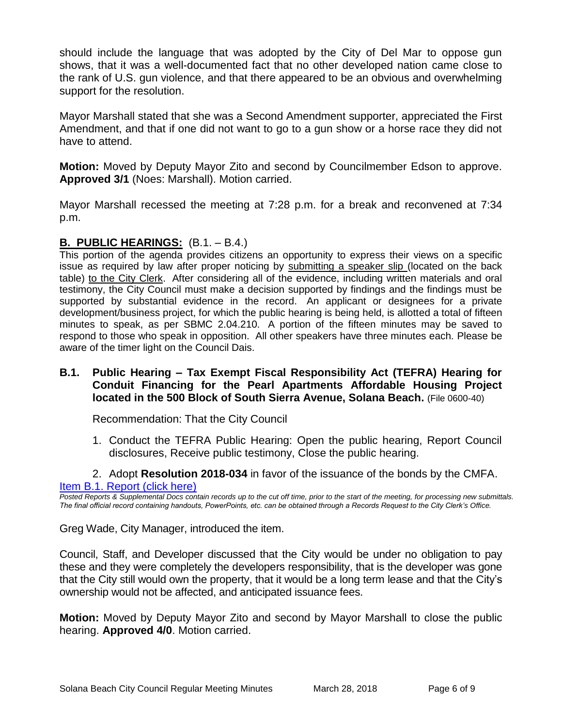should include the language that was adopted by the City of Del Mar to oppose gun shows, that it was a well-documented fact that no other developed nation came close to the rank of U.S. gun violence, and that there appeared to be an obvious and overwhelming support for the resolution.

Mayor Marshall stated that she was a Second Amendment supporter, appreciated the First Amendment, and that if one did not want to go to a gun show or a horse race they did not have to attend.

**Motion:** Moved by Deputy Mayor Zito and second by Councilmember Edson to approve. **Approved 3/1** (Noes: Marshall). Motion carried.

Mayor Marshall recessed the meeting at 7:28 p.m. for a break and reconvened at 7:34 p.m.

## B. PUBLIC HEARINGS: (B.1. – B.4.)

This portion of the agenda provides citizens an opportunity to express their views on a specific issue as required by law after proper noticing by submitting a speaker slip (located on the back table) to the City Clerk. After considering all of the evidence, including written materials and oral testimony, the City Council must make a decision supported by findings and the findings must be supported by substantial evidence in the record. An applicant or designees for a private development/business project, for which the public hearing is being held, is allotted a total of fifteen minutes to speak, as per SBMC 2.04.210. A portion of the fifteen minutes may be saved to respond to those who speak in opposition. All other speakers have three minutes each. Please be aware of the timer light on the Council Dais.

### B.1. Public Hearing – Tax Exempt Fiscal Responsibility Act (TEFRA) Hearing for Conduit Financing for the Pearl Apartments Affordable Housing Project located in the 500 Block of South Sierra Avenue, Solana Beach. (File 0600-40)

Recommendation: That the City Council

1. Conduct the TEFRA Public Hearing: Open the public hearing, Report Council disclosures, Receive public testimony, Close the public hearing.
2. Adopt **Resolution 2018-034** in favor of the issuance of the bonds by the CMFA.

[Item B.1. Report (click here)]

*Posted Reports & Supplemental Docs contain records up to the cut off time, prior to the start of the meeting, for processing new submittals. The final official record containing handouts, PowerPoints, etc. can be obtained through a Records Request to the City Clerk's Office.*

Greg Wade, City Manager, introduced the item.

Council, Staff, and Developer discussed that the City would be under no obligation to pay these and they were completely the developers responsibility, that is the developer was gone that the City still would own the property, that it would be a long term lease and that the City's ownership would not be affected, and anticipated issuance fees.

**Motion:** Moved by Deputy Mayor Zito and second by Mayor Marshall to close the public hearing. **Approved 4/0**. Motion carried.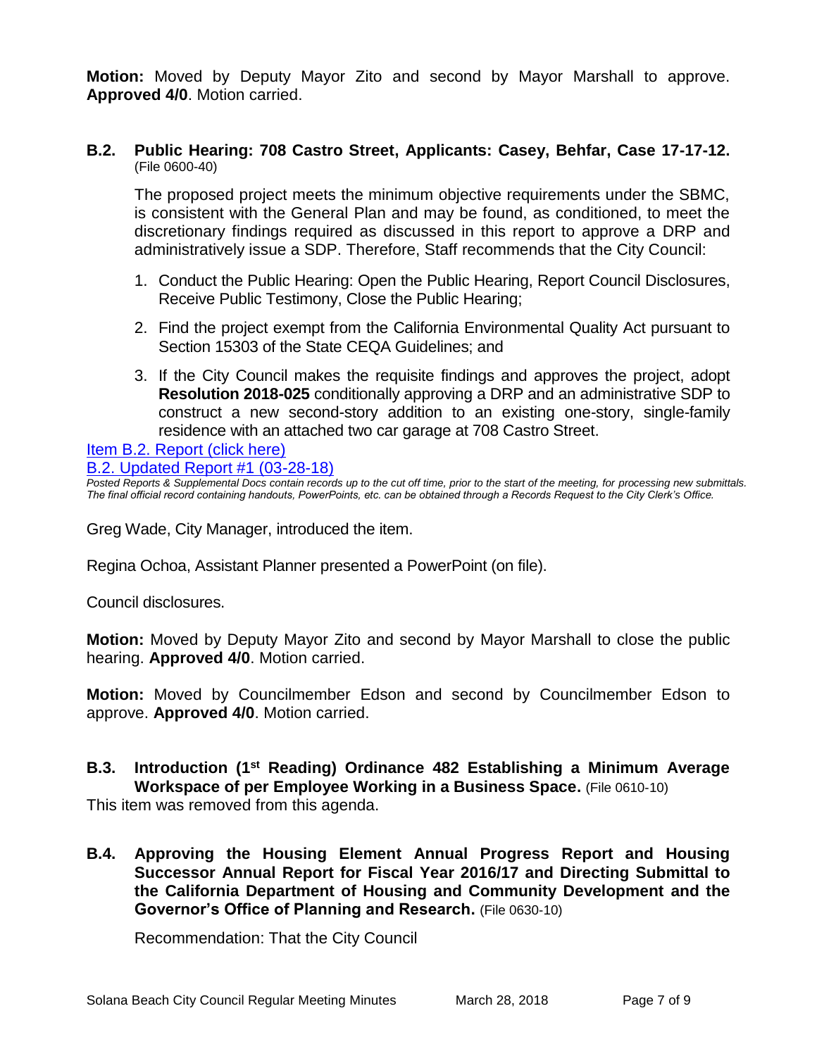**Motion:** Moved by Deputy Mayor Zito and second by Mayor Marshall to approve. **Approved 4/0**. Motion carried.

**B.2. Public Hearing: 708 Castro Street, Applicants: Casey, Behfar, Case 17-17-12.** (File 0600-40)

The proposed project meets the minimum objective requirements under the SBMC, is consistent with the General Plan and may be found, as conditioned, to meet the discretionary findings required as discussed in this report to approve a DRP and administratively issue a SDP. Therefore, Staff recommends that the City Council:

1. Conduct the Public Hearing: Open the Public Hearing, Report Council Disclosures, Receive Public Testimony, Close the Public Hearing;
2. Find the project exempt from the California Environmental Quality Act pursuant to Section 15303 of the State CEQA Guidelines; and
3. If the City Council makes the requisite findings and approves the project, adopt **Resolution 2018-025** conditionally approving a DRP and an administrative SDP to construct a new second-story addition to an existing one-story, single-family residence with an attached two car garage at 708 Castro Street.

Item B.2. Report (click here)
B.2. Updated Report #1 (03-28-18)

*Posted Reports & Supplemental Docs contain records up to the cut off time, prior to the start of the meeting, for processing new submittals. The final official record containing handouts, PowerPoints, etc. can be obtained through a Records Request to the City Clerk's Office.*

Greg Wade, City Manager, introduced the item.

Regina Ochoa, Assistant Planner presented a PowerPoint (on file).

Council disclosures.

**Motion:** Moved by Deputy Mayor Zito and second by Mayor Marshall to close the public hearing. **Approved 4/0**. Motion carried.

**Motion:** Moved by Councilmember Edson and second by Councilmember Edson to approve. **Approved 4/0**. Motion carried.

**B.3. Introduction (1st Reading) Ordinance 482 Establishing a Minimum Average Workspace of per Employee Working in a Business Space.** (File 0610-10)

This item was removed from this agenda.

**B.4. Approving the Housing Element Annual Progress Report and Housing Successor Annual Report for Fiscal Year 2016/17 and Directing Submittal to the California Department of Housing and Community Development and the Governor's Office of Planning and Research.** (File 0630-10)

Recommendation: That the City Council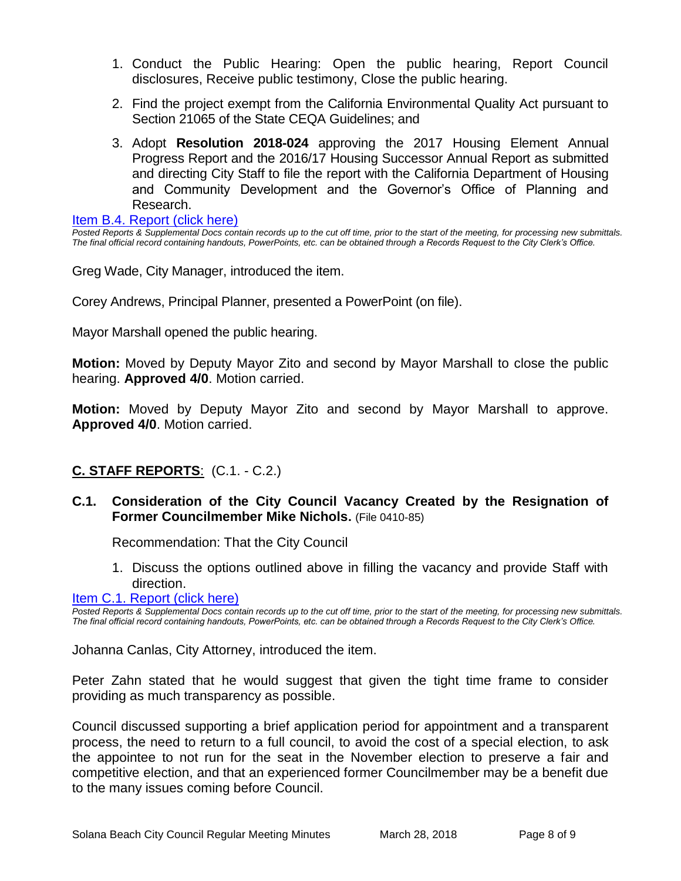1. Conduct the Public Hearing: Open the public hearing, Report Council disclosures, Receive public testimony, Close the public hearing.
2. Find the project exempt from the California Environmental Quality Act pursuant to Section 21065 of the State CEQA Guidelines; and
3. Adopt **Resolution 2018-024** approving the 2017 Housing Element Annual Progress Report and the 2016/17 Housing Successor Annual Report as submitted and directing City Staff to file the report with the California Department of Housing and Community Development and the Governor's Office of Planning and Research.

Item B.4. Report (click here)

*Posted Reports & Supplemental Docs contain records up to the cut off time, prior to the start of the meeting, for processing new submittals. The final official record containing handouts, PowerPoints, etc. can be obtained through a Records Request to the City Clerk's Office.*

Greg Wade, City Manager, introduced the item.

Corey Andrews, Principal Planner, presented a PowerPoint (on file).

Mayor Marshall opened the public hearing.

**Motion:** Moved by Deputy Mayor Zito and second by Mayor Marshall to close the public hearing. **Approved 4/0**. Motion carried.

**Motion:** Moved by Deputy Mayor Zito and second by Mayor Marshall to approve. **Approved 4/0**. Motion carried.

## C. STAFF REPORTS: (C.1. - C.2.)

### C.1. Consideration of the City Council Vacancy Created by the Resignation of Former Councilmember Mike Nichols. (File 0410-85)

Recommendation: That the City Council

1. Discuss the options outlined above in filling the vacancy and provide Staff with direction.

Item C.1. Report (click here)

*Posted Reports & Supplemental Docs contain records up to the cut off time, prior to the start of the meeting, for processing new submittals. The final official record containing handouts, PowerPoints, etc. can be obtained through a Records Request to the City Clerk's Office.*

Johanna Canlas, City Attorney, introduced the item.

Peter Zahn stated that he would suggest that given the tight time frame to consider providing as much transparency as possible.

Council discussed supporting a brief application period for appointment and a transparent process, the need to return to a full council, to avoid the cost of a special election, to ask the appointee to not run for the seat in the November election to preserve a fair and competitive election, and that an experienced former Councilmember may be a benefit due to the many issues coming before Council.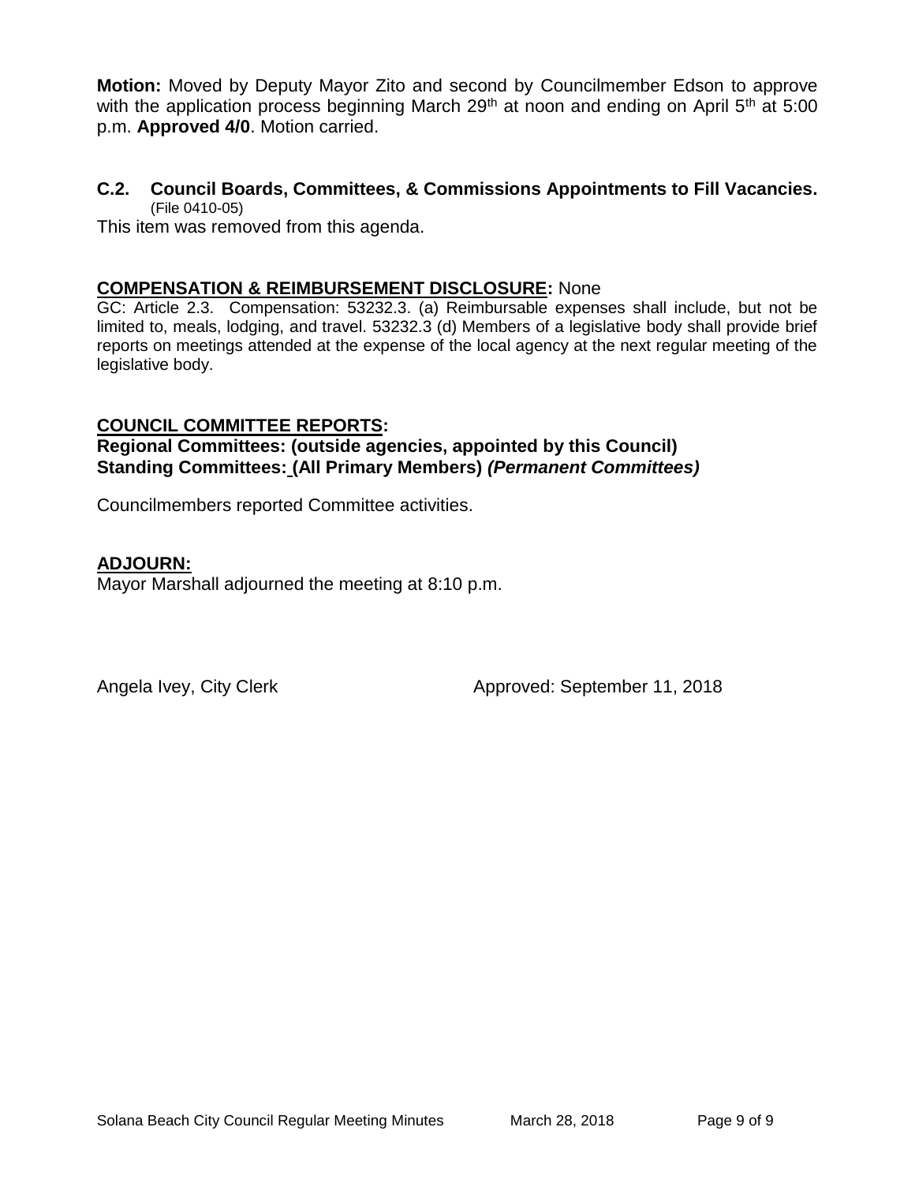**Motion:** Moved by Deputy Mayor Zito and second by Councilmember Edson to approve with the application process beginning March 29th at noon and ending on April 5th at 5:00 p.m. **Approved 4/0**. Motion carried.

### C.2. Council Boards, Committees, & Commissions Appointments to Fill Vacancies.
(File 0410-05)

This item was removed from this agenda.

## COMPENSATION & REIMBURSEMENT DISCLOSURE: None

GC: Article 2.3. Compensation: 53232.3. (a) Reimbursable expenses shall include, but not be limited to, meals, lodging, and travel. 53232.3 (d) Members of a legislative body shall provide brief reports on meetings attended at the expense of the local agency at the next regular meeting of the legislative body.

## COUNCIL COMMITTEE REPORTS:

**Regional Committees: (outside agencies, appointed by this Council)**
**Standing Committees: (All Primary Members) *(Permanent Committees)***

Councilmembers reported Committee activities.

## ADJOURN:

Mayor Marshall adjourned the meeting at 8:10 p.m.

Angela Ivey, City Clerk

Approved: September 11, 2018